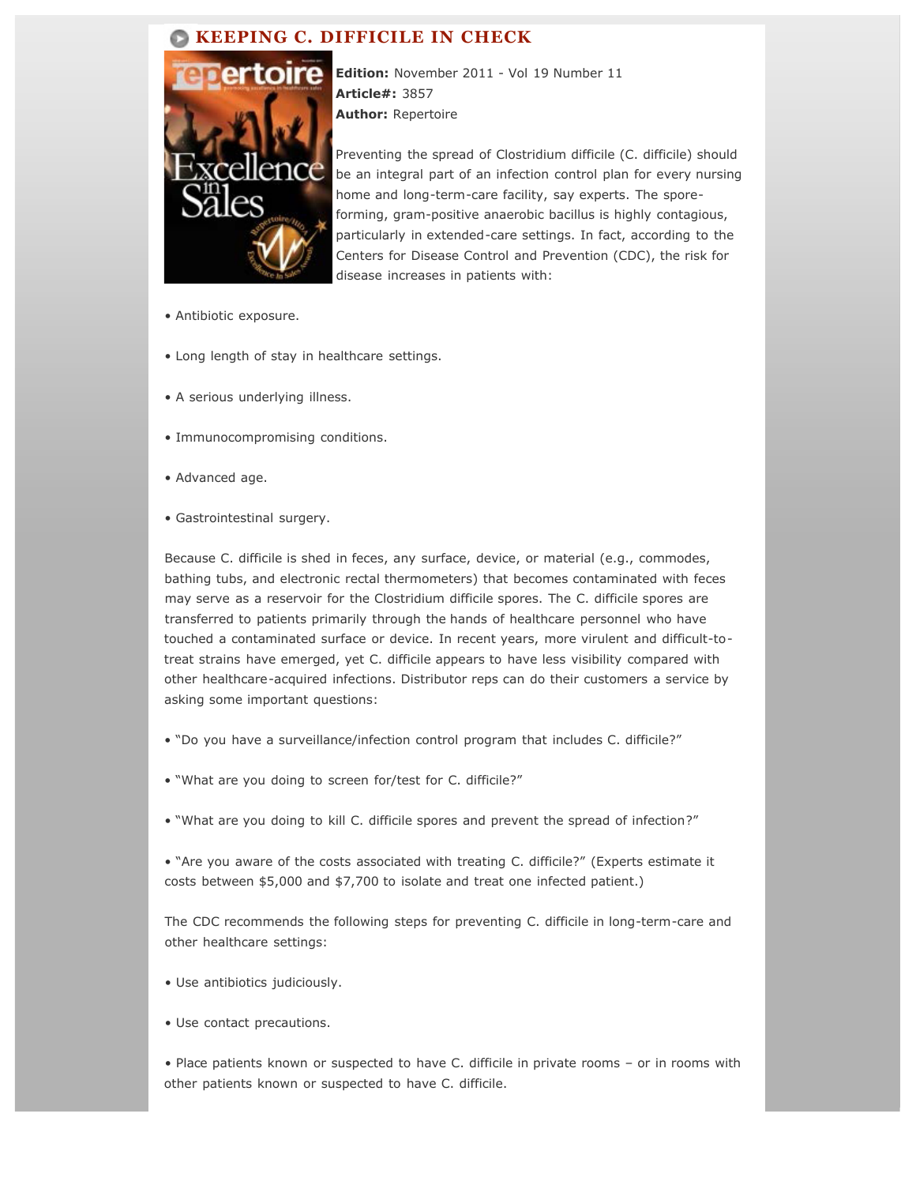# KEEPING C. DIFFICILE IN CHECK

**Edition:** November 2011 - Vol 19 Number 11
**Article#:** 3857
**Author:** Repertoire

Preventing the spread of Clostridium difficile (C. difficile) should be an integral part of an infection control plan for every nursing home and long-term-care facility, say experts. The spore-forming, gram-positive anaerobic bacillus is highly contagious, particularly in extended-care settings. In fact, according to the Centers for Disease Control and Prevention (CDC), the risk for disease increases in patients with:

- Antibiotic exposure.
- Long length of stay in healthcare settings.
- A serious underlying illness.
- Immunocompromising conditions.
- Advanced age.
- Gastrointestinal surgery.

Because C. difficile is shed in feces, any surface, device, or material (e.g., commodes, bathing tubs, and electronic rectal thermometers) that becomes contaminated with feces may serve as a reservoir for the Clostridium difficile spores. The C. difficile spores are transferred to patients primarily through the hands of healthcare personnel who have touched a contaminated surface or device. In recent years, more virulent and difficult-to-treat strains have emerged, yet C. difficile appears to have less visibility compared with other healthcare-acquired infections. Distributor reps can do their customers a service by asking some important questions:

- "Do you have a surveillance/infection control program that includes C. difficile?"
- "What are you doing to screen for/test for C. difficile?"
- "What are you doing to kill C. difficile spores and prevent the spread of infection?"
- "Are you aware of the costs associated with treating C. difficile?" (Experts estimate it costs between $5,000 and $7,700 to isolate and treat one infected patient.)

The CDC recommends the following steps for preventing C. difficile in long-term-care and other healthcare settings:

- Use antibiotics judiciously.
- Use contact precautions.
- Place patients known or suspected to have C. difficile in private rooms – or in rooms with other patients known or suspected to have C. difficile.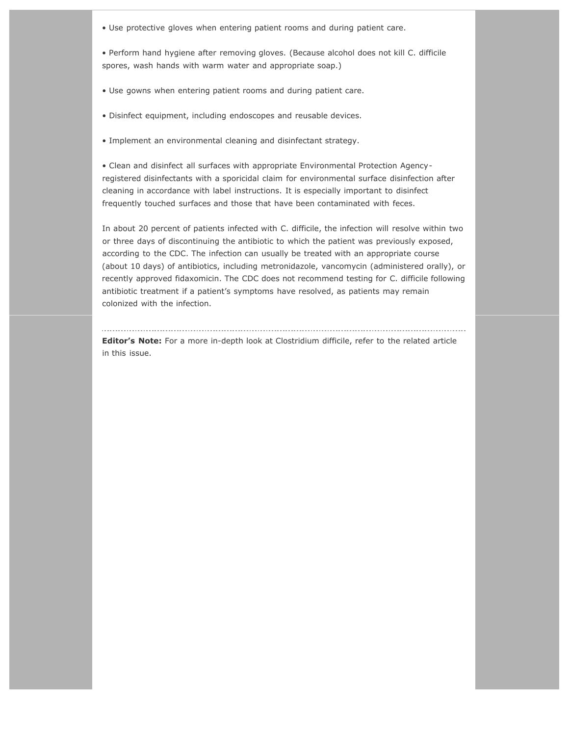- Use protective gloves when entering patient rooms and during patient care.

- Perform hand hygiene after removing gloves. (Because alcohol does not kill C. difficile spores, wash hands with warm water and appropriate soap.)

- Use gowns when entering patient rooms and during patient care.

- Disinfect equipment, including endoscopes and reusable devices.

- Implement an environmental cleaning and disinfectant strategy.

- Clean and disinfect all surfaces with appropriate Environmental Protection Agency-registered disinfectants with a sporicidal claim for environmental surface disinfection after cleaning in accordance with label instructions. It is especially important to disinfect frequently touched surfaces and those that have been contaminated with feces.

In about 20 percent of patients infected with C. difficile, the infection will resolve within two or three days of discontinuing the antibiotic to which the patient was previously exposed, according to the CDC. The infection can usually be treated with an appropriate course (about 10 days) of antibiotics, including metronidazole, vancomycin (administered orally), or recently approved fidaxomicin. The CDC does not recommend testing for C. difficile following antibiotic treatment if a patient's symptoms have resolved, as patients may remain colonized with the infection.

---

**Editor's Note:** For a more in-depth look at Clostridium difficile, refer to the related article in this issue.